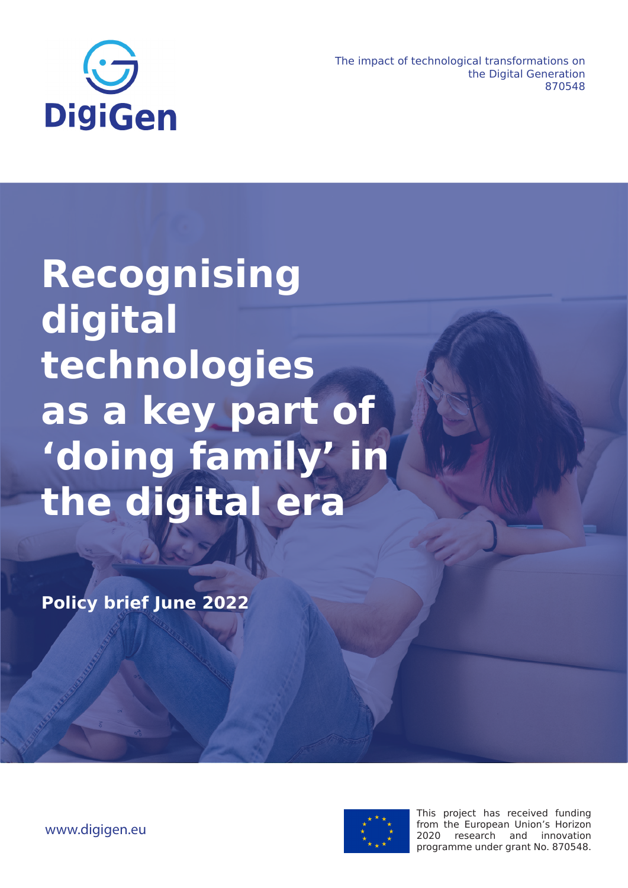DigiGen

The impact of technological transformations on the Digital Generation
870548

# Recognising digital technologies as a key part of 'doing family' in the digital era

**Policy brief June 2022**

www.digigen.eu

This project has received funding from the European Union's Horizon 2020 research and innovation programme under grant No. 870548.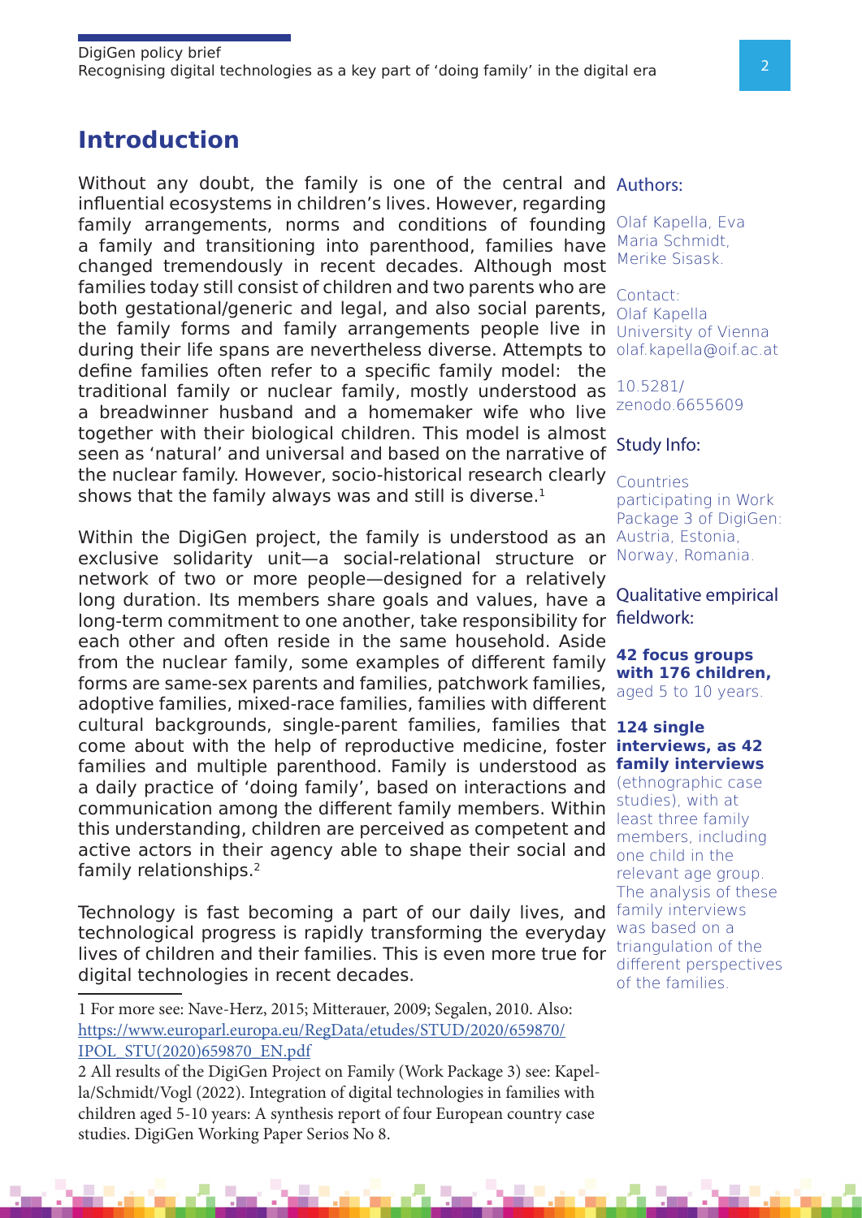## Introduction

Without any doubt, the family is one of the central and influential ecosystems in children's lives. However, regarding family arrangements, norms and conditions of founding a family and transitioning into parenthood, families have changed tremendously in recent decades. Although most families today still consist of children and two parents who are both gestational/generic and legal, and also social parents, the family forms and family arrangements people live in during their life spans are nevertheless diverse. Attempts to define families often refer to a specific family model: the traditional family or nuclear family, mostly understood as a breadwinner husband and a homemaker wife who live together with their biological children. This model is almost seen as 'natural' and universal and based on the narrative of the nuclear family. However, socio-historical research clearly shows that the family always was and still is diverse.[1]

Within the DigiGen project, the family is understood as an exclusive solidarity unit—a social-relational structure or network of two or more people—designed for a relatively long duration. Its members share goals and values, have a long-term commitment to one another, take responsibility for each other and often reside in the same household. Aside from the nuclear family, some examples of different family forms are same-sex parents and families, patchwork families, adoptive families, mixed-race families, families with different cultural backgrounds, single-parent families, families that come about with the help of reproductive medicine, foster families and multiple parenthood. Family is understood as a daily practice of 'doing family', based on interactions and communication among the different family members. Within this understanding, children are perceived as competent and active actors in their agency able to shape their social and family relationships.[2]

Technology is fast becoming a part of our daily lives, and technological progress is rapidly transforming the everyday lives of children and their families. This is even more true for digital technologies in recent decades.

**Authors:**

Olaf Kapella, Eva Maria Schmidt, Merike Sisask.

Contact:
Olaf Kapella
University of Vienna
olaf.kapella@oif.ac.at

10.5281/zenodo.6655609

**Study Info:**

Countries participating in Work Package 3 of DigiGen: Austria, Estonia, Norway, Romania.

**Qualitative empirical fieldwork:**

**42 focus groups with 176 children,** aged 5 to 10 years.

**124 single interviews, as 42 family interviews** (ethnographic case studies), with at least three family members, including one child in the relevant age group. The analysis of these family interviews was based on a triangulation of the different perspectives of the families.

---

1 For more see: Nave-Herz, 2015; Mitterauer, 2009; Segalen, 2010. Also: https://www.europarl.europa.eu/RegData/etudes/STUD/2020/659870/IPOL_STU(2020)659870_EN.pdf

2 All results of the DigiGen Project on Family (Work Package 3) see: Kapella/Schmidt/Vogl (2022). Integration of digital technologies in families with children aged 5-10 years: A synthesis report of four European country case studies. DigiGen Working Paper Serios No 8.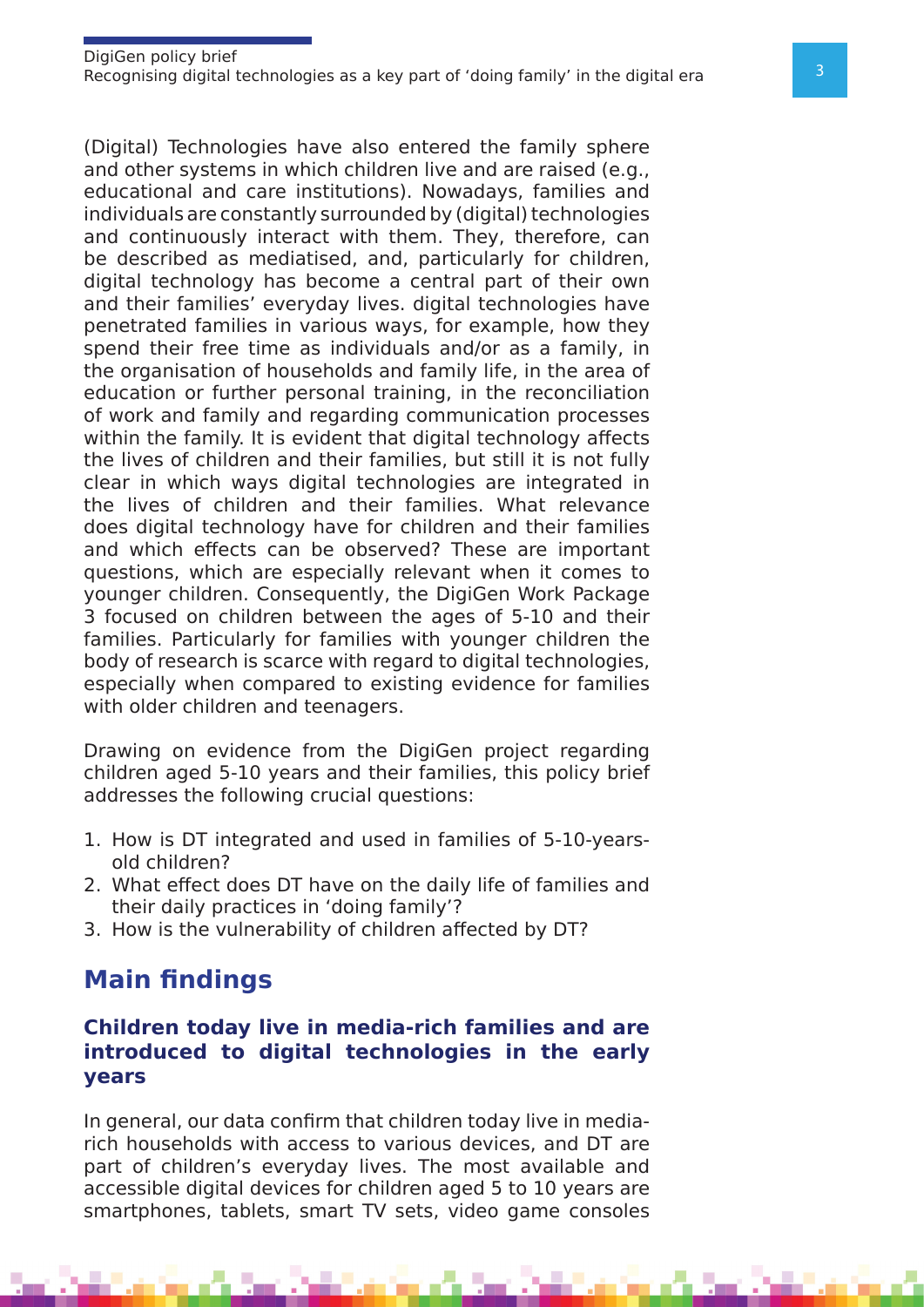(Digital) Technologies have also entered the family sphere and other systems in which children live and are raised (e.g., educational and care institutions). Nowadays, families and individuals are constantly surrounded by (digital) technologies and continuously interact with them. They, therefore, can be described as mediatised, and, particularly for children, digital technology has become a central part of their own and their families' everyday lives. digital technologies have penetrated families in various ways, for example, how they spend their free time as individuals and/or as a family, in the organisation of households and family life, in the area of education or further personal training, in the reconciliation of work and family and regarding communication processes within the family. It is evident that digital technology affects the lives of children and their families, but still it is not fully clear in which ways digital technologies are integrated in the lives of children and their families. What relevance does digital technology have for children and their families and which effects can be observed? These are important questions, which are especially relevant when it comes to younger children. Consequently, the DigiGen Work Package 3 focused on children between the ages of 5-10 and their families. Particularly for families with younger children the body of research is scarce with regard to digital technologies, especially when compared to existing evidence for families with older children and teenagers.

Drawing on evidence from the DigiGen project regarding children aged 5-10 years and their families, this policy brief addresses the following crucial questions:

1. How is DT integrated and used in families of 5-10-years-old children?
2. What effect does DT have on the daily life of families and their daily practices in 'doing family'?
3. How is the vulnerability of children affected by DT?

## Main findings

### Children today live in media-rich families and are introduced to digital technologies in the early years

In general, our data confirm that children today live in media-rich households with access to various devices, and DT are part of children's everyday lives. The most available and accessible digital devices for children aged 5 to 10 years are smartphones, tablets, smart TV sets, video game consoles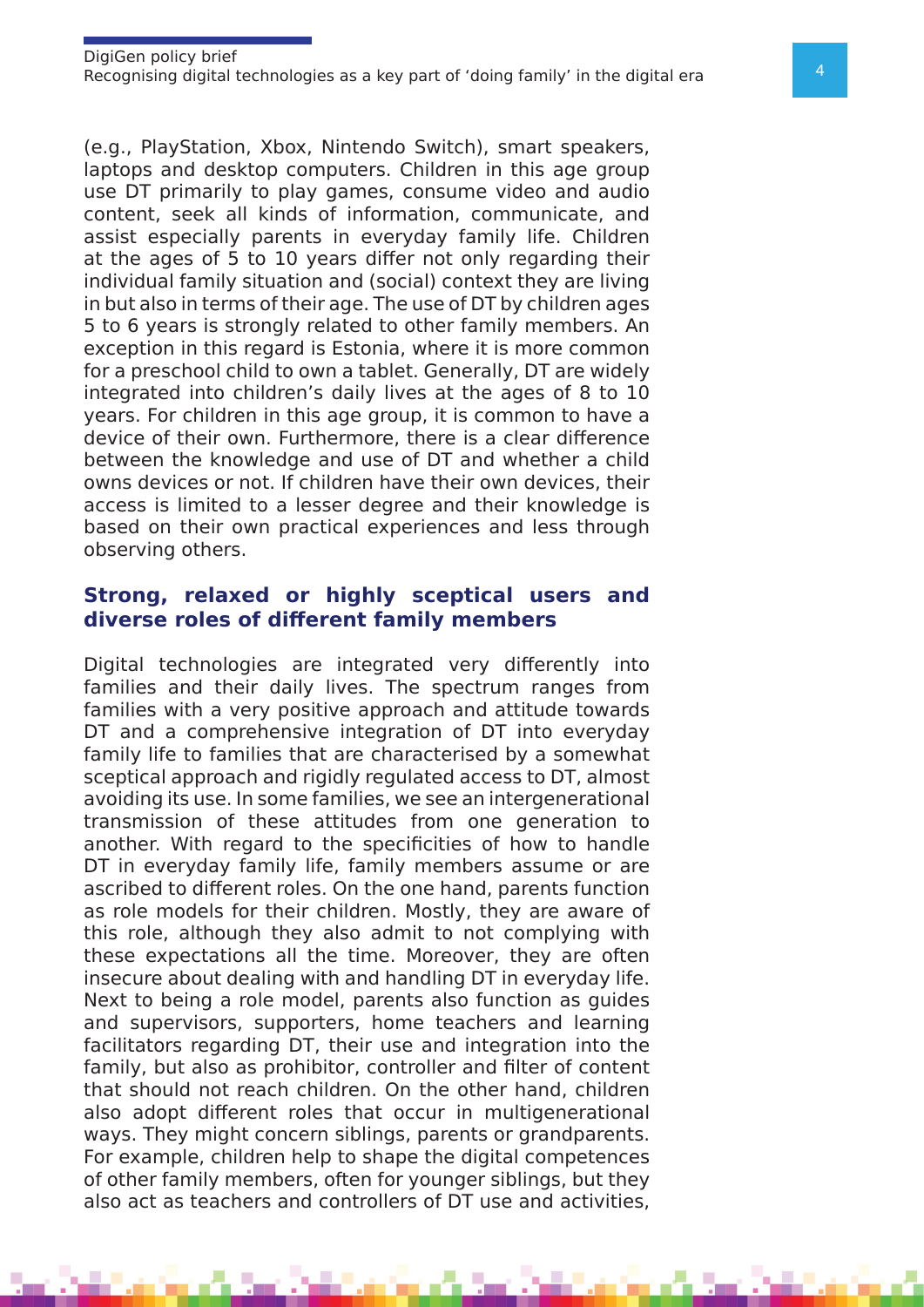(e.g., PlayStation, Xbox, Nintendo Switch), smart speakers, laptops and desktop computers. Children in this age group use DT primarily to play games, consume video and audio content, seek all kinds of information, communicate, and assist especially parents in everyday family life. Children at the ages of 5 to 10 years differ not only regarding their individual family situation and (social) context they are living in but also in terms of their age. The use of DT by children ages 5 to 6 years is strongly related to other family members. An exception in this regard is Estonia, where it is more common for a preschool child to own a tablet. Generally, DT are widely integrated into children's daily lives at the ages of 8 to 10 years. For children in this age group, it is common to have a device of their own. Furthermore, there is a clear difference between the knowledge and use of DT and whether a child owns devices or not. If children have their own devices, their access is limited to a lesser degree and their knowledge is based on their own practical experiences and less through observing others.

## Strong, relaxed or highly sceptical users and diverse roles of different family members

Digital technologies are integrated very differently into families and their daily lives. The spectrum ranges from families with a very positive approach and attitude towards DT and a comprehensive integration of DT into everyday family life to families that are characterised by a somewhat sceptical approach and rigidly regulated access to DT, almost avoiding its use. In some families, we see an intergenerational transmission of these attitudes from one generation to another. With regard to the specificities of how to handle DT in everyday family life, family members assume or are ascribed to different roles. On the one hand, parents function as role models for their children. Mostly, they are aware of this role, although they also admit to not complying with these expectations all the time. Moreover, they are often insecure about dealing with and handling DT in everyday life. Next to being a role model, parents also function as guides and supervisors, supporters, home teachers and learning facilitators regarding DT, their use and integration into the family, but also as prohibitor, controller and filter of content that should not reach children. On the other hand, children also adopt different roles that occur in multigenerational ways. They might concern siblings, parents or grandparents. For example, children help to shape the digital competences of other family members, often for younger siblings, but they also act as teachers and controllers of DT use and activities,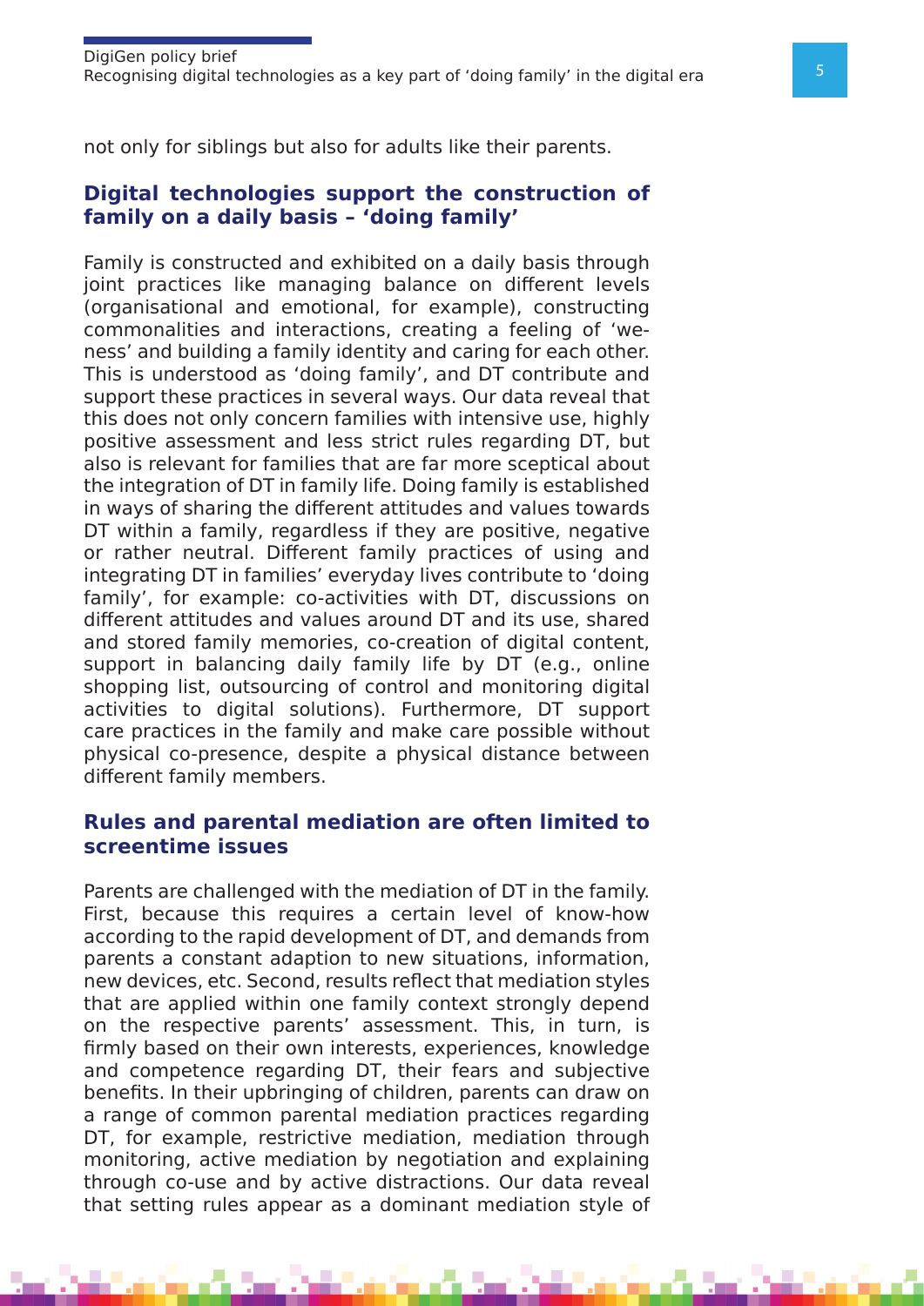not only for siblings but also for adults like their parents.

## Digital technologies support the construction of family on a daily basis – 'doing family'

Family is constructed and exhibited on a daily basis through joint practices like managing balance on different levels (organisational and emotional, for example), constructing commonalities and interactions, creating a feeling of 'we-ness' and building a family identity and caring for each other. This is understood as 'doing family', and DT contribute and support these practices in several ways. Our data reveal that this does not only concern families with intensive use, highly positive assessment and less strict rules regarding DT, but also is relevant for families that are far more sceptical about the integration of DT in family life. Doing family is established in ways of sharing the different attitudes and values towards DT within a family, regardless if they are positive, negative or rather neutral. Different family practices of using and integrating DT in families' everyday lives contribute to 'doing family', for example: co-activities with DT, discussions on different attitudes and values around DT and its use, shared and stored family memories, co-creation of digital content, support in balancing daily family life by DT (e.g., online shopping list, outsourcing of control and monitoring digital activities to digital solutions). Furthermore, DT support care practices in the family and make care possible without physical co-presence, despite a physical distance between different family members.

## Rules and parental mediation are often limited to screentime issues

Parents are challenged with the mediation of DT in the family. First, because this requires a certain level of know-how according to the rapid development of DT, and demands from parents a constant adaption to new situations, information, new devices, etc. Second, results reflect that mediation styles that are applied within one family context strongly depend on the respective parents' assessment. This, in turn, is firmly based on their own interests, experiences, knowledge and competence regarding DT, their fears and subjective benefits. In their upbringing of children, parents can draw on a range of common parental mediation practices regarding DT, for example, restrictive mediation, mediation through monitoring, active mediation by negotiation and explaining through co-use and by active distractions. Our data reveal that setting rules appear as a dominant mediation style of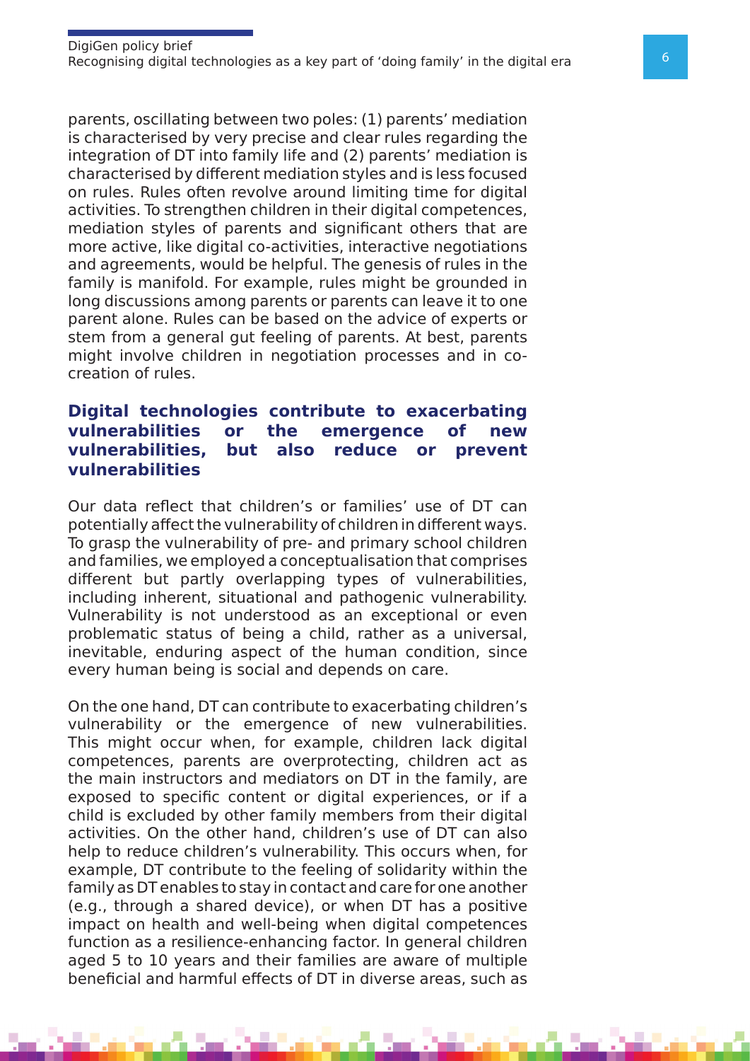parents, oscillating between two poles: (1) parents' mediation is characterised by very precise and clear rules regarding the integration of DT into family life and (2) parents' mediation is characterised by different mediation styles and is less focused on rules. Rules often revolve around limiting time for digital activities. To strengthen children in their digital competences, mediation styles of parents and significant others that are more active, like digital co-activities, interactive negotiations and agreements, would be helpful. The genesis of rules in the family is manifold. For example, rules might be grounded in long discussions among parents or parents can leave it to one parent alone. Rules can be based on the advice of experts or stem from a general gut feeling of parents. At best, parents might involve children in negotiation processes and in co-creation of rules.

## Digital technologies contribute to exacerbating vulnerabilities or the emergence of new vulnerabilities, but also reduce or prevent vulnerabilities

Our data reflect that children's or families' use of DT can potentially affect the vulnerability of children in different ways. To grasp the vulnerability of pre- and primary school children and families, we employed a conceptualisation that comprises different but partly overlapping types of vulnerabilities, including inherent, situational and pathogenic vulnerability. Vulnerability is not understood as an exceptional or even problematic status of being a child, rather as a universal, inevitable, enduring aspect of the human condition, since every human being is social and depends on care.

On the one hand, DT can contribute to exacerbating children's vulnerability or the emergence of new vulnerabilities. This might occur when, for example, children lack digital competences, parents are overprotecting, children act as the main instructors and mediators on DT in the family, are exposed to specific content or digital experiences, or if a child is excluded by other family members from their digital activities. On the other hand, children's use of DT can also help to reduce children's vulnerability. This occurs when, for example, DT contribute to the feeling of solidarity within the family as DT enables to stay in contact and care for one another (e.g., through a shared device), or when DT has a positive impact on health and well-being when digital competences function as a resilience-enhancing factor. In general children aged 5 to 10 years and their families are aware of multiple beneficial and harmful effects of DT in diverse areas, such as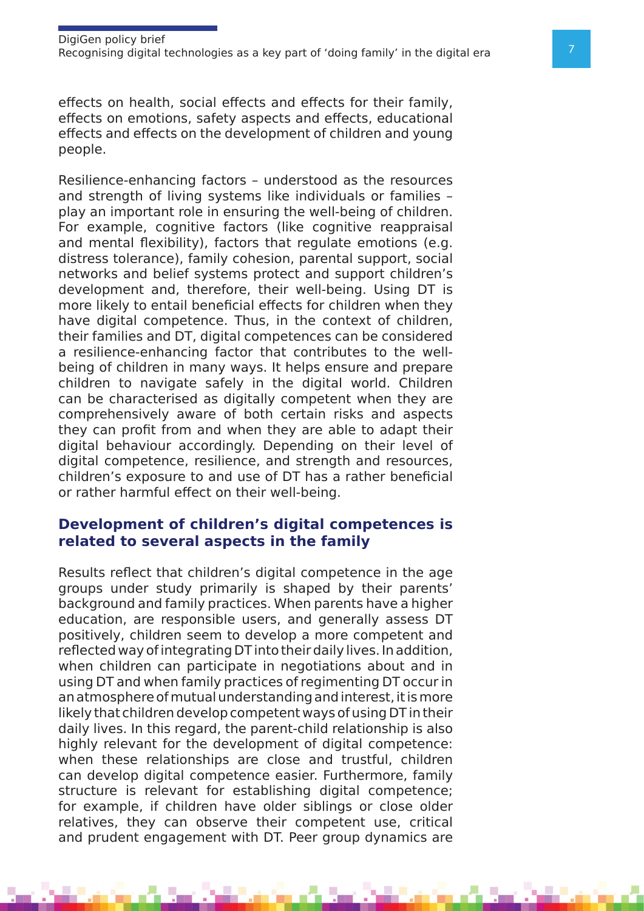effects on health, social effects and effects for their family, effects on emotions, safety aspects and effects, educational effects and effects on the development of children and young people.

Resilience-enhancing factors – understood as the resources and strength of living systems like individuals or families – play an important role in ensuring the well-being of children. For example, cognitive factors (like cognitive reappraisal and mental flexibility), factors that regulate emotions (e.g. distress tolerance), family cohesion, parental support, social networks and belief systems protect and support children's development and, therefore, their well-being. Using DT is more likely to entail beneficial effects for children when they have digital competence. Thus, in the context of children, their families and DT, digital competences can be considered a resilience-enhancing factor that contributes to the well-being of children in many ways. It helps ensure and prepare children to navigate safely in the digital world. Children can be characterised as digitally competent when they are comprehensively aware of both certain risks and aspects they can profit from and when they are able to adapt their digital behaviour accordingly. Depending on their level of digital competence, resilience, and strength and resources, children's exposure to and use of DT has a rather beneficial or rather harmful effect on their well-being.

## Development of children's digital competences is related to several aspects in the family

Results reflect that children's digital competence in the age groups under study primarily is shaped by their parents' background and family practices. When parents have a higher education, are responsible users, and generally assess DT positively, children seem to develop a more competent and reflected way of integrating DT into their daily lives. In addition, when children can participate in negotiations about and in using DT and when family practices of regimenting DT occur in an atmosphere of mutual understanding and interest, it is more likely that children develop competent ways of using DT in their daily lives. In this regard, the parent-child relationship is also highly relevant for the development of digital competence: when these relationships are close and trustful, children can develop digital competence easier. Furthermore, family structure is relevant for establishing digital competence; for example, if children have older siblings or close older relatives, they can observe their competent use, critical and prudent engagement with DT. Peer group dynamics are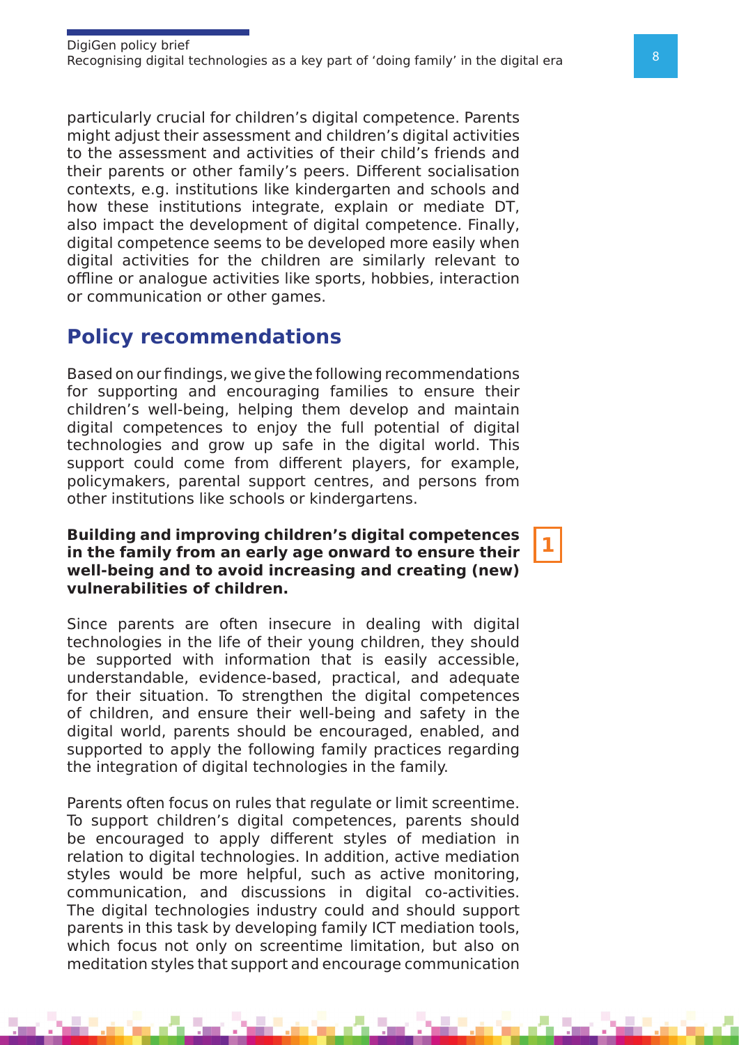particularly crucial for children's digital competence. Parents might adjust their assessment and children's digital activities to the assessment and activities of their child's friends and their parents or other family's peers. Different socialisation contexts, e.g. institutions like kindergarten and schools and how these institutions integrate, explain or mediate DT, also impact the development of digital competence. Finally, digital competence seems to be developed more easily when digital activities for the children are similarly relevant to offline or analogue activities like sports, hobbies, interaction or communication or other games.

## Policy recommendations

Based on our findings, we give the following recommendations for supporting and encouraging families to ensure their children's well-being, helping them develop and maintain digital competences to enjoy the full potential of digital technologies and grow up safe in the digital world. This support could come from different players, for example, policymakers, parental support centres, and persons from other institutions like schools or kindergartens.

**1**

**Building and improving children's digital competences in the family from an early age onward to ensure their well-being and to avoid increasing and creating (new) vulnerabilities of children.**

Since parents are often insecure in dealing with digital technologies in the life of their young children, they should be supported with information that is easily accessible, understandable, evidence-based, practical, and adequate for their situation. To strengthen the digital competences of children, and ensure their well-being and safety in the digital world, parents should be encouraged, enabled, and supported to apply the following family practices regarding the integration of digital technologies in the family.

Parents often focus on rules that regulate or limit screentime. To support children's digital competences, parents should be encouraged to apply different styles of mediation in relation to digital technologies. In addition, active mediation styles would be more helpful, such as active monitoring, communication, and discussions in digital co-activities. The digital technologies industry could and should support parents in this task by developing family ICT mediation tools, which focus not only on screentime limitation, but also on meditation styles that support and encourage communication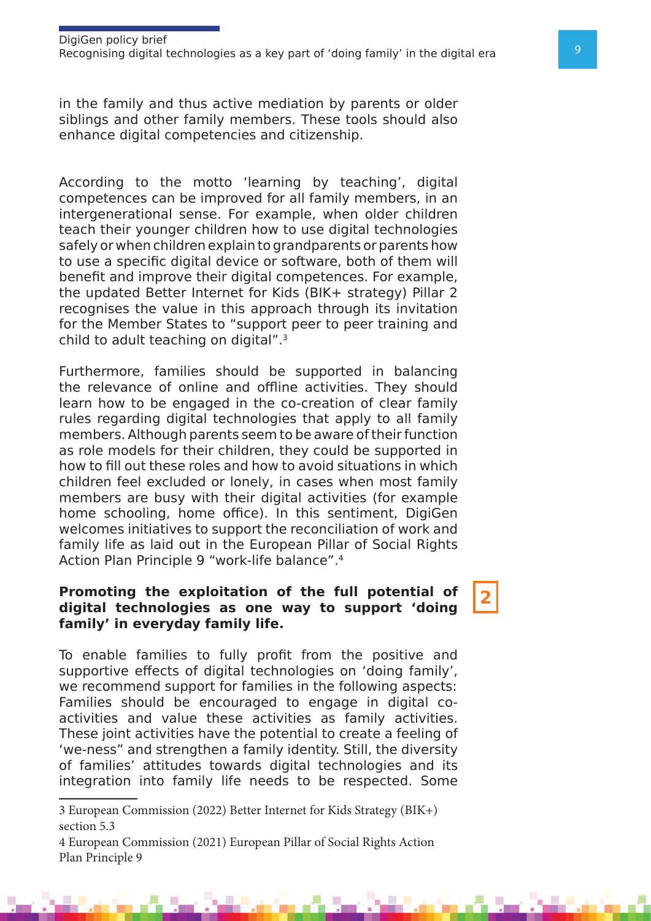in the family and thus active mediation by parents or older siblings and other family members. These tools should also enhance digital competencies and citizenship.

According to the motto 'learning by teaching', digital competences can be improved for all family members, in an intergenerational sense. For example, when older children teach their younger children how to use digital technologies safely or when children explain to grandparents or parents how to use a specific digital device or software, both of them will benefit and improve their digital competences. For example, the updated Better Internet for Kids (BIK+ strategy) Pillar 2 recognises the value in this approach through its invitation for the Member States to "support peer to peer training and child to adult teaching on digital".[3]

Furthermore, families should be supported in balancing the relevance of online and offline activities. They should learn how to be engaged in the co-creation of clear family rules regarding digital technologies that apply to all family members. Although parents seem to be aware of their function as role models for their children, they could be supported in how to fill out these roles and how to avoid situations in which children feel excluded or lonely, in cases when most family members are busy with their digital activities (for example home schooling, home office). In this sentiment, DigiGen welcomes initiatives to support the reconciliation of work and family life as laid out in the European Pillar of Social Rights Action Plan Principle 9 "work-life balance".[4]

**2**

**Promoting the exploitation of the full potential of digital technologies as one way to support 'doing family' in everyday family life.**

To enable families to fully profit from the positive and supportive effects of digital technologies on 'doing family', we recommend support for families in the following aspects: Families should be encouraged to engage in digital co-activities and value these activities as family activities. These joint activities have the potential to create a feeling of 'we-ness" and strengthen a family identity. Still, the diversity of families' attitudes towards digital technologies and its integration into family life needs to be respected. Some

3 European Commission (2022) Better Internet for Kids Strategy (BIK+) section 5.3

4 European Commission (2021) European Pillar of Social Rights Action Plan Principle 9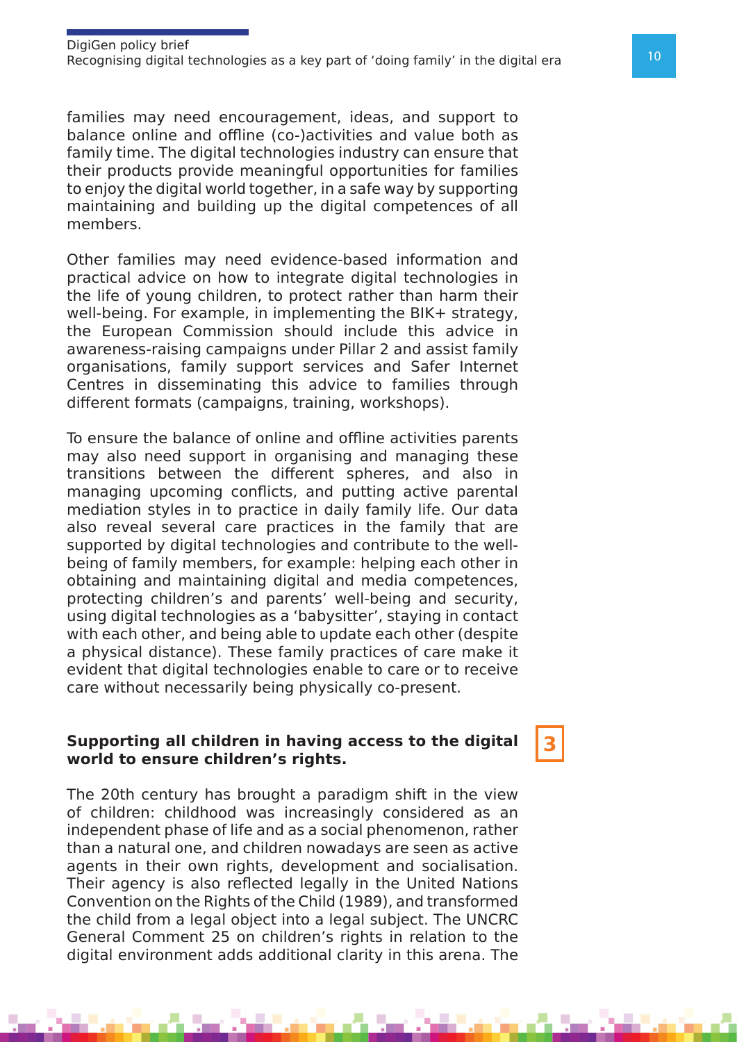families may need encouragement, ideas, and support to balance online and offline (co-)activities and value both as family time. The digital technologies industry can ensure that their products provide meaningful opportunities for families to enjoy the digital world together, in a safe way by supporting maintaining and building up the digital competences of all members.

Other families may need evidence-based information and practical advice on how to integrate digital technologies in the life of young children, to protect rather than harm their well-being. For example, in implementing the BIK+ strategy, the European Commission should include this advice in awareness-raising campaigns under Pillar 2 and assist family organisations, family support services and Safer Internet Centres in disseminating this advice to families through different formats (campaigns, training, workshops).

To ensure the balance of online and offline activities parents may also need support in organising and managing these transitions between the different spheres, and also in managing upcoming conflicts, and putting active parental mediation styles in to practice in daily family life. Our data also reveal several care practices in the family that are supported by digital technologies and contribute to the well-being of family members, for example: helping each other in obtaining and maintaining digital and media competences, protecting children's and parents' well-being and security, using digital technologies as a 'babysitter', staying in contact with each other, and being able to update each other (despite a physical distance). These family practices of care make it evident that digital technologies enable to care or to receive care without necessarily being physically co-present.

**3**

**Supporting all children in having access to the digital world to ensure children's rights.**

The 20th century has brought a paradigm shift in the view of children: childhood was increasingly considered as an independent phase of life and as a social phenomenon, rather than a natural one, and children nowadays are seen as active agents in their own rights, development and socialisation. Their agency is also reflected legally in the United Nations Convention on the Rights of the Child (1989), and transformed the child from a legal object into a legal subject. The UNCRC General Comment 25 on children's rights in relation to the digital environment adds additional clarity in this arena. The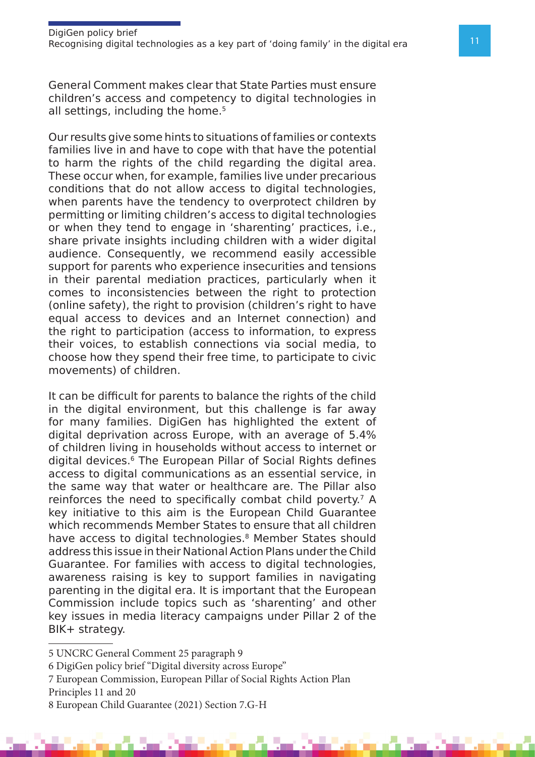General Comment makes clear that State Parties must ensure children's access and competency to digital technologies in all settings, including the home.[5]

Our results give some hints to situations of families or contexts families live in and have to cope with that have the potential to harm the rights of the child regarding the digital area. These occur when, for example, families live under precarious conditions that do not allow access to digital technologies, when parents have the tendency to overprotect children by permitting or limiting children's access to digital technologies or when they tend to engage in 'sharenting' practices, i.e., share private insights including children with a wider digital audience. Consequently, we recommend easily accessible support for parents who experience insecurities and tensions in their parental mediation practices, particularly when it comes to inconsistencies between the right to protection (online safety), the right to provision (children's right to have equal access to devices and an Internet connection) and the right to participation (access to information, to express their voices, to establish connections via social media, to choose how they spend their free time, to participate to civic movements) of children.

It can be difficult for parents to balance the rights of the child in the digital environment, but this challenge is far away for many families. DigiGen has highlighted the extent of digital deprivation across Europe, with an average of 5.4% of children living in households without access to internet or digital devices.[6] The European Pillar of Social Rights defines access to digital communications as an essential service, in the same way that water or healthcare are. The Pillar also reinforces the need to specifically combat child poverty.[7] A key initiative to this aim is the European Child Guarantee which recommends Member States to ensure that all children have access to digital technologies.[8] Member States should address this issue in their National Action Plans under the Child Guarantee. For families with access to digital technologies, awareness raising is key to support families in navigating parenting in the digital era. It is important that the European Commission include topics such as 'sharenting' and other key issues in media literacy campaigns under Pillar 2 of the BIK+ strategy.

---

5 UNCRC General Comment 25 paragraph 9

6 DigiGen policy brief "Digital diversity across Europe"

7 European Commission, European Pillar of Social Rights Action Plan Principles 11 and 20

8 European Child Guarantee (2021) Section 7.G-H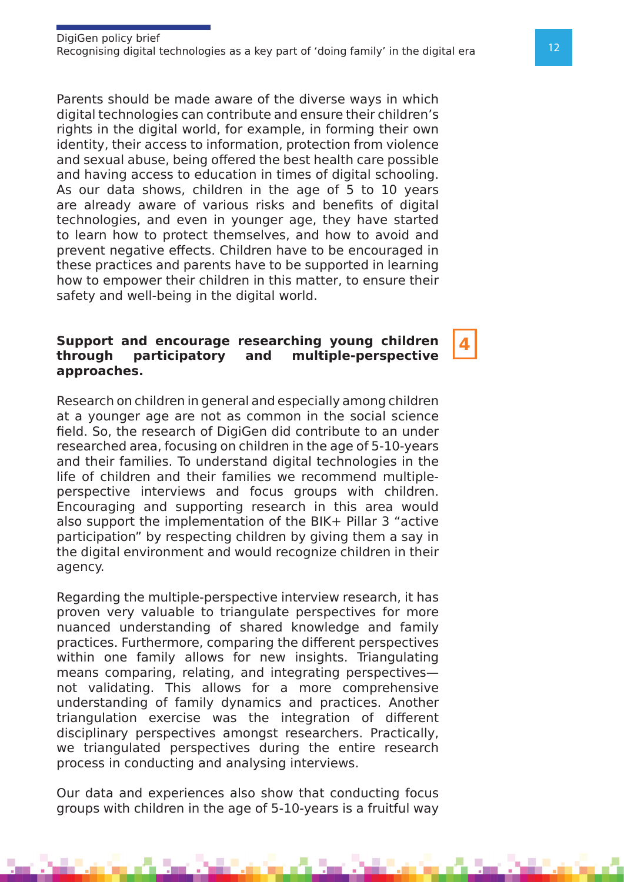Parents should be made aware of the diverse ways in which digital technologies can contribute and ensure their children's rights in the digital world, for example, in forming their own identity, their access to information, protection from violence and sexual abuse, being offered the best health care possible and having access to education in times of digital schooling. As our data shows, children in the age of 5 to 10 years are already aware of various risks and benefits of digital technologies, and even in younger age, they have started to learn how to protect themselves, and how to avoid and prevent negative effects. Children have to be encouraged in these practices and parents have to be supported in learning how to empower their children in this matter, to ensure their safety and well-being in the digital world.

### 4 Support and encourage researching young children through participatory and multiple-perspective approaches.

Research on children in general and especially among children at a younger age are not as common in the social science field. So, the research of DigiGen did contribute to an under researched area, focusing on children in the age of 5-10-years and their families. To understand digital technologies in the life of children and their families we recommend multiple-perspective interviews and focus groups with children. Encouraging and supporting research in this area would also support the implementation of the BIK+ Pillar 3 "active participation" by respecting children by giving them a say in the digital environment and would recognize children in their agency.

Regarding the multiple-perspective interview research, it has proven very valuable to triangulate perspectives for more nuanced understanding of shared knowledge and family practices. Furthermore, comparing the different perspectives within one family allows for new insights. Triangulating means comparing, relating, and integrating perspectives—not validating. This allows for a more comprehensive understanding of family dynamics and practices. Another triangulation exercise was the integration of different disciplinary perspectives amongst researchers. Practically, we triangulated perspectives during the entire research process in conducting and analysing interviews.

Our data and experiences also show that conducting focus groups with children in the age of 5-10-years is a fruitful way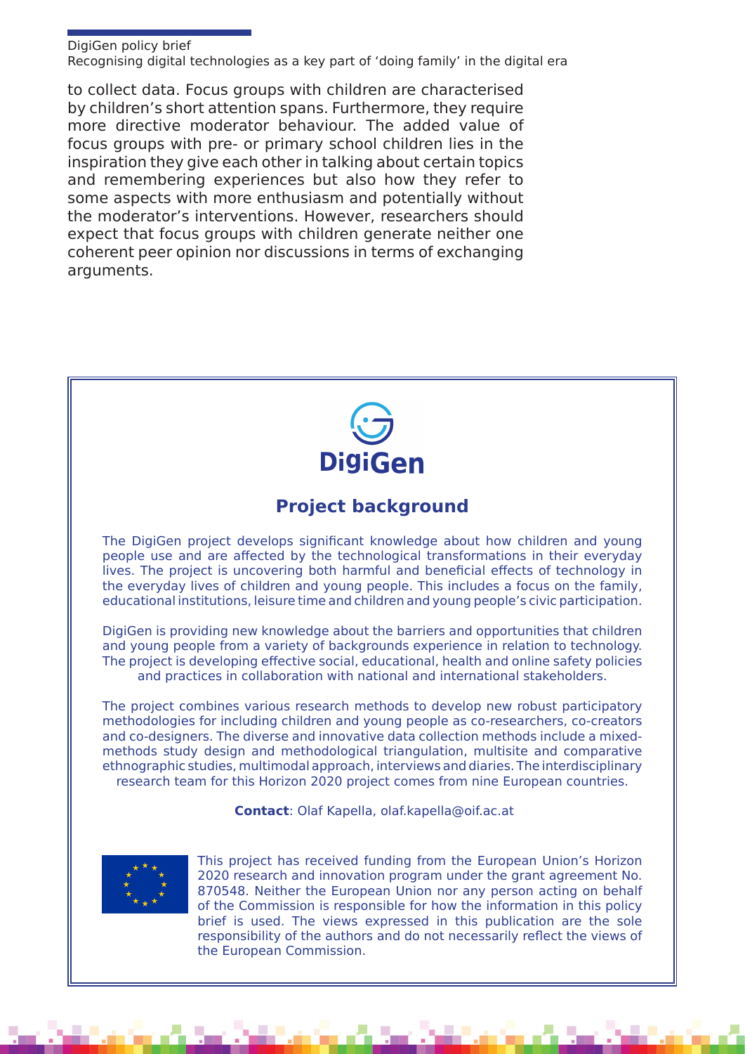to collect data. Focus groups with children are characterised by children's short attention spans. Furthermore, they require more directive moderator behaviour. The added value of focus groups with pre- or primary school children lies in the inspiration they give each other in talking about certain topics and remembering experiences but also how they refer to some aspects with more enthusiasm and potentially without the moderator's interventions. However, researchers should expect that focus groups with children generate neither one coherent peer opinion nor discussions in terms of exchanging arguments.

DigiGen

## Project background

The DigiGen project develops significant knowledge about how children and young people use and are affected by the technological transformations in their everyday lives. The project is uncovering both harmful and beneficial effects of technology in the everyday lives of children and young people. This includes a focus on the family, educational institutions, leisure time and children and young people's civic participation.

DigiGen is providing new knowledge about the barriers and opportunities that children and young people from a variety of backgrounds experience in relation to technology. The project is developing effective social, educational, health and online safety policies and practices in collaboration with national and international stakeholders.

The project combines various research methods to develop new robust participatory methodologies for including children and young people as co-researchers, co-creators and co-designers. The diverse and innovative data collection methods include a mixed-methods study design and methodological triangulation, multisite and comparative ethnographic studies, multimodal approach, interviews and diaries. The interdisciplinary research team for this Horizon 2020 project comes from nine European countries.

**Contact**: Olaf Kapella, olaf.kapella@oif.ac.at

This project has received funding from the European Union's Horizon 2020 research and innovation program under the grant agreement No. 870548. Neither the European Union nor any person acting on behalf of the Commission is responsible for how the information in this policy brief is used. The views expressed in this publication are the sole responsibility of the authors and do not necessarily reflect the views of the European Commission.